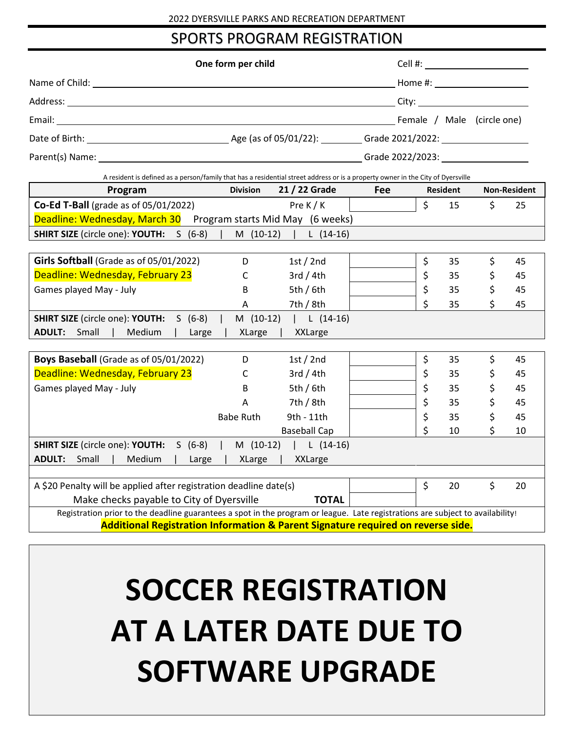2022 DYERSVILLE PARKS AND RECREATION DEPARTMENT

# SPORTS PROGRAM REGISTRATION

**One form per child**

Cell #: ____________________

Name of Child: ____________________ Home #: ____________________

Address: ____________________ City: ____________________

Email: ____________________ Female / Male (circle one)

Date of Birth: ____________________ Age (as of 05/01/22): ________ Grade 2021/2022: ____________________

Parent(s) Name: ____________________ Grade 2022/2023: ____________________

A resident is defined as a person/family that has a residential street address or is a property owner in the City of Dyersville

| Program | Division | 21 / 22 Grade | Fee | Resident | Non-Resident |
|---|---|---|---|---|---|
| **Co-Ed T-Ball** (grade as of 05/01/2022) | | Pre K / K | | $ 15 | $ 25 |
| Deadline: Wednesday, March 30 Program starts Mid May (6 weeks) | | | | | |
| **SHIRT SIZE** (circle one): **YOUTH:** S (6-8) \| M (10-12) \| L (14-16) | | | | | |
| **Girls Softball** (Grade as of 05/01/2022) | D | 1st / 2nd | | $ 35 | $ 45 |
| Deadline: Wednesday, February 23 | C | 3rd / 4th | | $ 35 | $ 45 |
| Games played May - July | B | 5th / 6th | | $ 35 | $ 45 |
| | A | 7th / 8th | | $ 35 | $ 45 |
| **SHIRT SIZE** (circle one): **YOUTH:** S (6-8) \| M (10-12) \| L (14-16) | | | | | |
| **ADULT:** Small \| Medium \| Large \| XLarge \| XXLarge | | | | | |
| **Boys Baseball** (Grade as of 05/01/2022) | D | 1st / 2nd | | $ 35 | $ 45 |
| Deadline: Wednesday, February 23 | C | 3rd / 4th | | $ 35 | $ 45 |
| Games played May - July | B | 5th / 6th | | $ 35 | $ 45 |
| | A | 7th / 8th | | $ 35 | $ 45 |
| | Babe Ruth | 9th - 11th | | $ 35 | $ 45 |
| | | Baseball Cap | | $ 10 | $ 10 |
| **SHIRT SIZE** (circle one): **YOUTH:** S (6-8) \| M (10-12) \| L (14-16) | | | | | |
| **ADULT:** Small \| Medium \| Large \| XLarge \| XXLarge | | | | | |
| A $20 Penalty will be applied after registration deadline date(s) | | | | $ 20 | $ 20 |
| Make checks payable to City of Dyersville | | **TOTAL** | | | |

Registration prior to the deadline guarantees a spot in the program or league. Late registrations are subject to availability!

**Additional Registration Information & Parent Signature required on reverse side.**

# SOCCER REGISTRATION AT A LATER DATE DUE TO SOFTWARE UPGRADE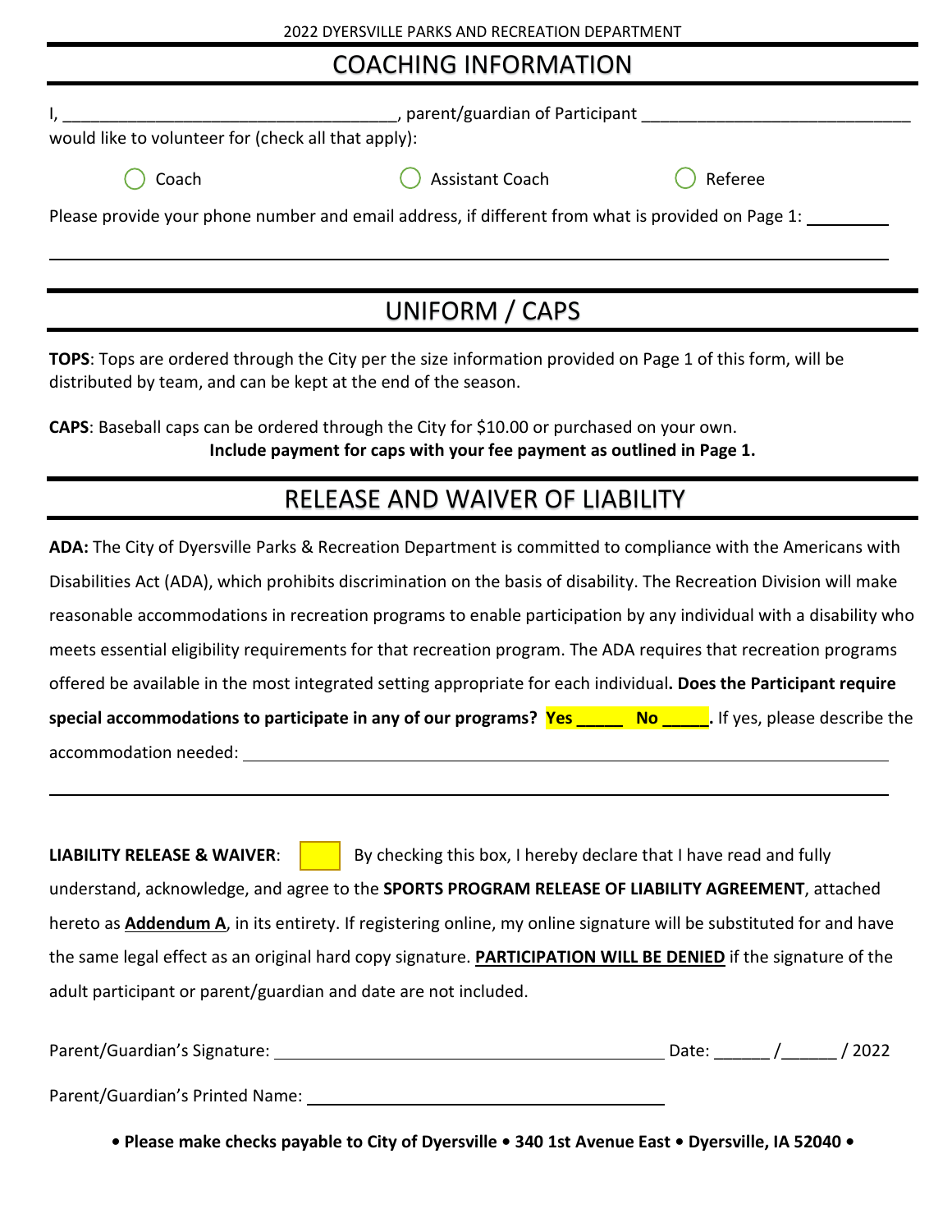2022 DYERSVILLE PARKS AND RECREATION DEPARTMENT

## COACHING INFORMATION

I, ___________________________________, parent/guardian of Participant _____________________________ would like to volunteer for (check all that apply):

◯ Coach ◯ Assistant Coach ◯ Referee

Please provide your phone number and email address, if different from what is provided on Page 1: _________

_____________________________________________________________________________

## UNIFORM / CAPS

**TOPS**: Tops are ordered through the City per the size information provided on Page 1 of this form, will be distributed by team, and can be kept at the end of the season.

**CAPS**: Baseball caps can be ordered through the City for $10.00 or purchased on your own.

**Include payment for caps with your fee payment as outlined in Page 1.**

## RELEASE AND WAIVER OF LIABILITY

**ADA:** The City of Dyersville Parks & Recreation Department is committed to compliance with the Americans with Disabilities Act (ADA), which prohibits discrimination on the basis of disability. The Recreation Division will make reasonable accommodations in recreation programs to enable participation by any individual with a disability who meets essential eligibility requirements for that recreation program. The ADA requires that recreation programs offered be available in the most integrated setting appropriate for each individual**. Does the Participant require special accommodations to participate in any of our programs? Yes _____ No _____.** If yes, please describe the accommodation needed: _____________________________________________________________

_____________________________________________________________________________

**LIABILITY RELEASE & WAIVER**: ☐ By checking this box, I hereby declare that I have read and fully understand, acknowledge, and agree to the **SPORTS PROGRAM RELEASE OF LIABILITY AGREEMENT**, attached hereto as **Addendum A**, in its entirety. If registering online, my online signature will be substituted for and have the same legal effect as an original hard copy signature. **PARTICIPATION WILL BE DENIED** if the signature of the adult participant or parent/guardian and date are not included.

Parent/Guardian's Signature: ___________________________________________ Date: ______ /______ / 2022

Parent/Guardian's Printed Name: ________________________________________

**• Please make checks payable to City of Dyersville • 340 1st Avenue East • Dyersville, IA 52040 •**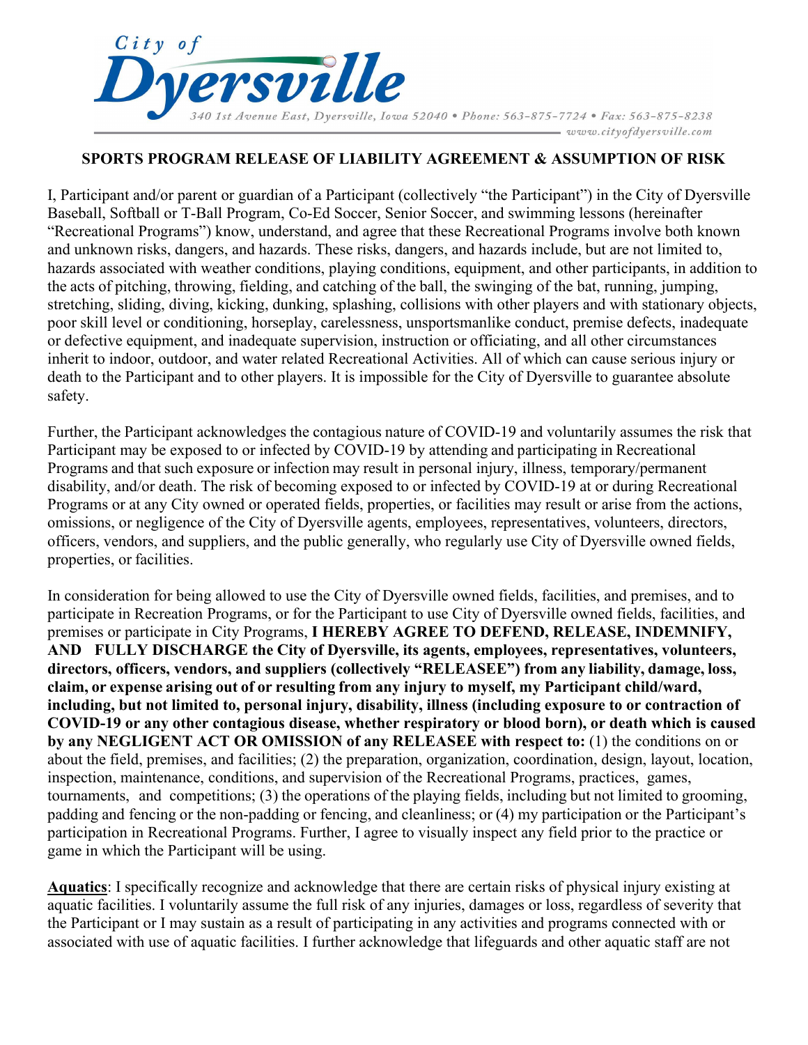City of **Dyersville**

340 1st Avenue East, Dyersville, Iowa 52040 • Phone: 563-875-7724 • Fax: 563-875-8238
www.cityofdyersville.com

## SPORTS PROGRAM RELEASE OF LIABILITY AGREEMENT & ASSUMPTION OF RISK

I, Participant and/or parent or guardian of a Participant (collectively "the Participant") in the City of Dyersville Baseball, Softball or T-Ball Program, Co-Ed Soccer, Senior Soccer, and swimming lessons (hereinafter "Recreational Programs") know, understand, and agree that these Recreational Programs involve both known and unknown risks, dangers, and hazards. These risks, dangers, and hazards include, but are not limited to, hazards associated with weather conditions, playing conditions, equipment, and other participants, in addition to the acts of pitching, throwing, fielding, and catching of the ball, the swinging of the bat, running, jumping, stretching, sliding, diving, kicking, dunking, splashing, collisions with other players and with stationary objects, poor skill level or conditioning, horseplay, carelessness, unsportsmanlike conduct, premise defects, inadequate or defective equipment, and inadequate supervision, instruction or officiating, and all other circumstances inherit to indoor, outdoor, and water related Recreational Activities. All of which can cause serious injury or death to the Participant and to other players. It is impossible for the City of Dyersville to guarantee absolute safety.

Further, the Participant acknowledges the contagious nature of COVID-19 and voluntarily assumes the risk that Participant may be exposed to or infected by COVID-19 by attending and participating in Recreational Programs and that such exposure or infection may result in personal injury, illness, temporary/permanent disability, and/or death. The risk of becoming exposed to or infected by COVID-19 at or during Recreational Programs or at any City owned or operated fields, properties, or facilities may result or arise from the actions, omissions, or negligence of the City of Dyersville agents, employees, representatives, volunteers, directors, officers, vendors, and suppliers, and the public generally, who regularly use City of Dyersville owned fields, properties, or facilities.

In consideration for being allowed to use the City of Dyersville owned fields, facilities, and premises, and to participate in Recreation Programs, or for the Participant to use City of Dyersville owned fields, facilities, and premises or participate in City Programs, **I HEREBY AGREE TO DEFEND, RELEASE, INDEMNIFY, AND FULLY DISCHARGE the City of Dyersville, its agents, employees, representatives, volunteers, directors, officers, vendors, and suppliers (collectively "RELEASEE") from any liability, damage, loss, claim, or expense arising out of or resulting from any injury to myself, my Participant child/ward, including, but not limited to, personal injury, disability, illness (including exposure to or contraction of COVID-19 or any other contagious disease, whether respiratory or blood born), or death which is caused by any NEGLIGENT ACT OR OMISSION of any RELEASEE with respect to:** (1) the conditions on or about the field, premises, and facilities; (2) the preparation, organization, coordination, design, layout, location, inspection, maintenance, conditions, and supervision of the Recreational Programs, practices, games, tournaments, and competitions; (3) the operations of the playing fields, including but not limited to grooming, padding and fencing or the non-padding or fencing, and cleanliness; or (4) my participation or the Participant's participation in Recreational Programs. Further, I agree to visually inspect any field prior to the practice or game in which the Participant will be using.

**Aquatics**: I specifically recognize and acknowledge that there are certain risks of physical injury existing at aquatic facilities. I voluntarily assume the full risk of any injuries, damages or loss, regardless of severity that the Participant or I may sustain as a result of participating in any activities and programs connected with or associated with use of aquatic facilities. I further acknowledge that lifeguards and other aquatic staff are not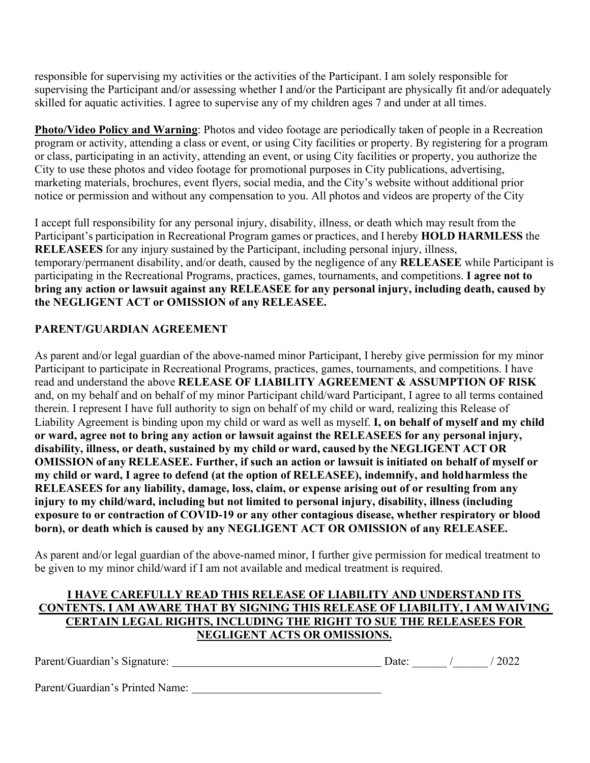responsible for supervising my activities or the activities of the Participant. I am solely responsible for supervising the Participant and/or assessing whether I and/or the Participant are physically fit and/or adequately skilled for aquatic activities. I agree to supervise any of my children ages 7 and under at all times.

**Photo/Video Policy and Warning**: Photos and video footage are periodically taken of people in a Recreation program or activity, attending a class or event, or using City facilities or property. By registering for a program or class, participating in an activity, attending an event, or using City facilities or property, you authorize the City to use these photos and video footage for promotional purposes in City publications, advertising, marketing materials, brochures, event flyers, social media, and the City's website without additional prior notice or permission and without any compensation to you. All photos and videos are property of the City

I accept full responsibility for any personal injury, disability, illness, or death which may result from the Participant's participation in Recreational Program games or practices, and I hereby **HOLD HARMLESS** the **RELEASEES** for any injury sustained by the Participant, including personal injury, illness, temporary/permanent disability, and/or death, caused by the negligence of any **RELEASEE** while Participant is participating in the Recreational Programs, practices, games, tournaments, and competitions. **I agree not to bring any action or lawsuit against any RELEASEE for any personal injury, including death, caused by the NEGLIGENT ACT or OMISSION of any RELEASEE.**

**PARENT/GUARDIAN AGREEMENT**

As parent and/or legal guardian of the above-named minor Participant, I hereby give permission for my minor Participant to participate in Recreational Programs, practices, games, tournaments, and competitions. I have read and understand the above **RELEASE OF LIABILITY AGREEMENT & ASSUMPTION OF RISK** and, on my behalf and on behalf of my minor Participant child/ward Participant, I agree to all terms contained therein. I represent I have full authority to sign on behalf of my child or ward, realizing this Release of Liability Agreement is binding upon my child or ward as well as myself. **I, on behalf of myself and my child or ward, agree not to bring any action or lawsuit against the RELEASEES for any personal injury, disability, illness, or death, sustained by my child or ward, caused by the NEGLIGENT ACT OR OMISSION of any RELEASEE. Further, if such an action or lawsuit is initiated on behalf of myself or my child or ward, I agree to defend (at the option of RELEASEE), indemnify, and hold harmless the RELEASEES for any liability, damage, loss, claim, or expense arising out of or resulting from any injury to my child/ward, including but not limited to personal injury, disability, illness (including exposure to or contraction of COVID-19 or any other contagious disease, whether respiratory or blood born), or death which is caused by any NEGLIGENT ACT OR OMISSION of any RELEASEE.**

As parent and/or legal guardian of the above-named minor, I further give permission for medical treatment to be given to my minor child/ward if I am not available and medical treatment is required.

**I HAVE CAREFULLY READ THIS RELEASE OF LIABILITY AND UNDERSTAND ITS CONTENTS. I AM AWARE THAT BY SIGNING THIS RELEASE OF LIABILITY, I AM WAIVING CERTAIN LEGAL RIGHTS, INCLUDING THE RIGHT TO SUE THE RELEASEES FOR NEGLIGENT ACTS OR OMISSIONS.**

Parent/Guardian's Signature: ______________________________ Date: ______ /______ / 2022

Parent/Guardian's Printed Name: ______________________________